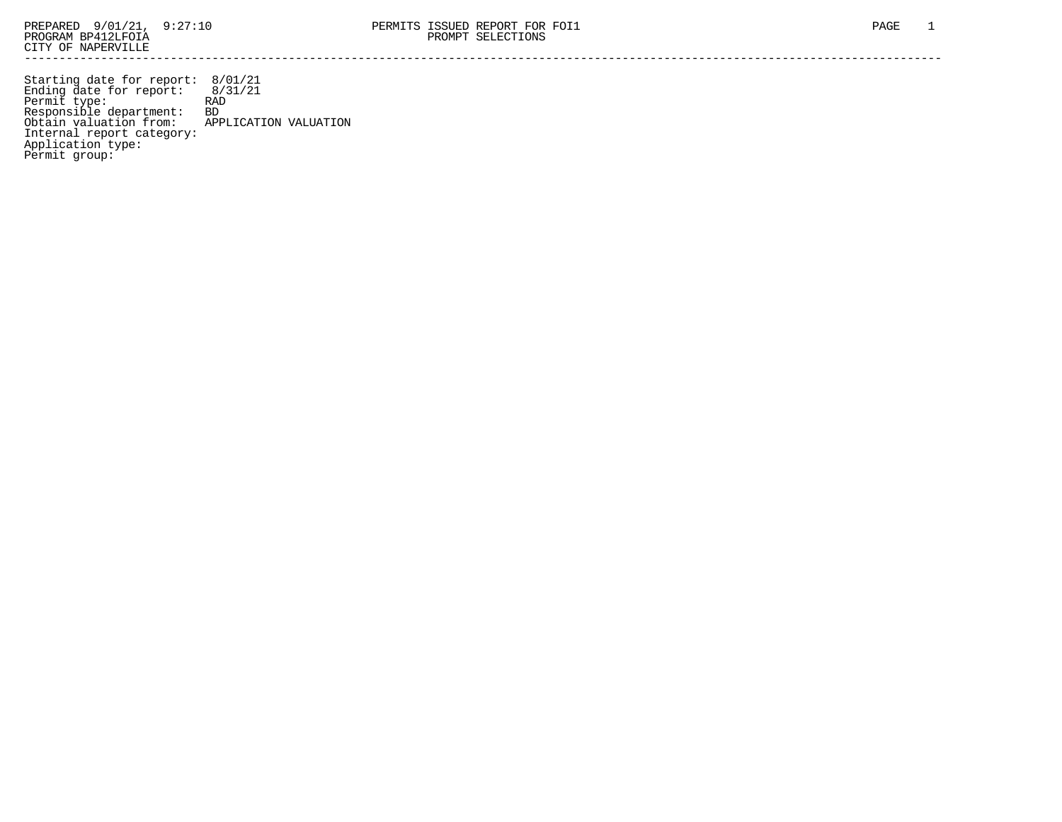PREPARED 9/01/21, 9:27:10 PERMITS ISSUED REPORT FOR FOI1
PROGRAM BP412LFOIA PROMPT SELECTIONS
CITY OF NAPERVILLE

---

Starting date for report: 8/01/21
Ending date for report: 8/31/21
Permit type: RAD
Responsible department: BD
Obtain valuation from: APPLICATION VALUATION
Internal report category:
Application type:
Permit group: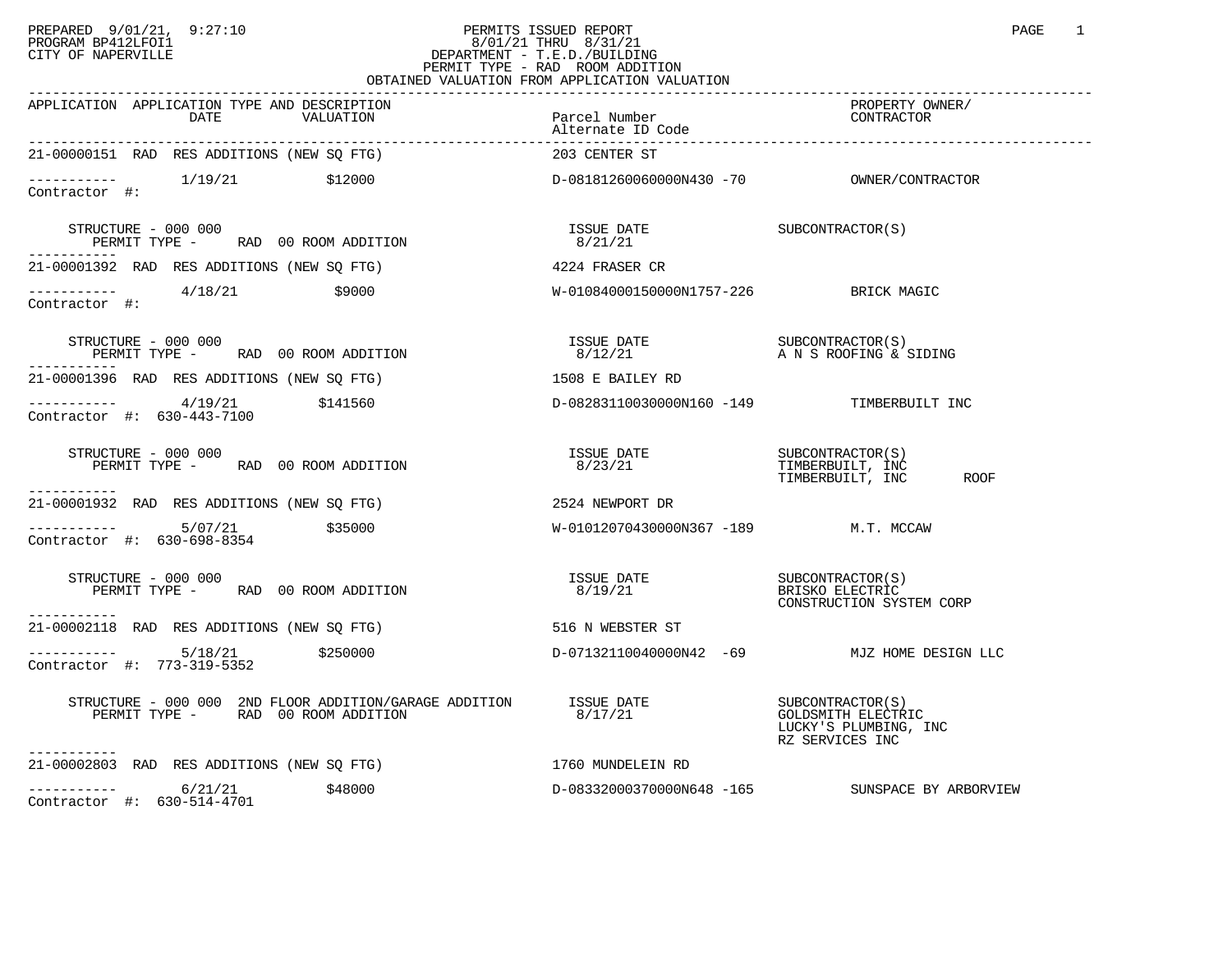PREPARED 9/01/21, 9:27:10
PROGRAM BP412LFOI1
CITY OF NAPERVILLE

PERMITS ISSUED REPORT
8/01/21 THRU 8/31/21
DEPARTMENT - T.E.D./BUILDING
PERMIT TYPE - RAD ROOM ADDITION
OBTAINED VALUATION FROM APPLICATION VALUATION

| APPLICATION | APPLICATION TYPE AND DESCRIPTION DATE | VALUATION | Parcel Number / Alternate ID Code | PROPERTY OWNER/ CONTRACTOR |
|---|---|---|---|---|
| 21-00000151 | RAD RES ADDITIONS (NEW SQ FTG) | | 203 CENTER ST | |
| ----------- | 1/19/21 | $12000 | D-08181260060000N430 -70 | OWNER/CONTRACTOR |
| Contractor #: | | | | |
| | STRUCTURE - 000 000 PERMIT TYPE - RAD 00 ROOM ADDITION | | ISSUE DATE 8/21/21 | SUBCONTRACTOR(S) |
| 21-00001392 | RAD RES ADDITIONS (NEW SQ FTG) | | 4224 FRASER CR | |
| ----------- | 4/18/21 | $9000 | W-01084000150000N1757-226 | BRICK MAGIC |
| Contractor #: | | | | |
| | STRUCTURE - 000 000 PERMIT TYPE - RAD 00 ROOM ADDITION | | ISSUE DATE 8/12/21 | SUBCONTRACTOR(S) A N S ROOFING & SIDING |
| 21-00001396 | RAD RES ADDITIONS (NEW SQ FTG) | | 1508 E BAILEY RD | |
| ----------- | 4/19/21 | $141560 | D-08283110030000N160 -149 | TIMBERBUILT INC |
| Contractor #: 630-443-7100 | | | | |
| | STRUCTURE - 000 000 PERMIT TYPE - RAD 00 ROOM ADDITION | | ISSUE DATE 8/23/21 | SUBCONTRACTOR(S) TIMBERBUILT, INC; TIMBERBUILT, INC ROOF |
| 21-00001932 | RAD RES ADDITIONS (NEW SQ FTG) | | 2524 NEWPORT DR | |
| ----------- | 5/07/21 | $35000 | W-01012070430000N367 -189 | M.T. MCCAW |
| Contractor #: 630-698-8354 | | | | |
| | STRUCTURE - 000 000 PERMIT TYPE - RAD 00 ROOM ADDITION | | ISSUE DATE 8/19/21 | SUBCONTRACTOR(S) BRISKO ELECTRIC; CONSTRUCTION SYSTEM CORP |
| 21-00002118 | RAD RES ADDITIONS (NEW SQ FTG) | | 516 N WEBSTER ST | |
| ----------- | 5/18/21 | $250000 | D-07132110040000N42 -69 | MJZ HOME DESIGN LLC |
| Contractor #: 773-319-5352 | | | | |
| | STRUCTURE - 000 000 2ND FLOOR ADDITION/GARAGE ADDITION PERMIT TYPE - RAD 00 ROOM ADDITION | | ISSUE DATE 8/17/21 | SUBCONTRACTOR(S) GOLDSMITH ELECTRIC; LUCKY'S PLUMBING, INC; RZ SERVICES INC |
| 21-00002803 | RAD RES ADDITIONS (NEW SQ FTG) | | 1760 MUNDELEIN RD | |
| ----------- | 6/21/21 | $48000 | D-08332000370000N648 -165 | SUNSPACE BY ARBORVIEW |
| Contractor #: 630-514-4701 | | | | |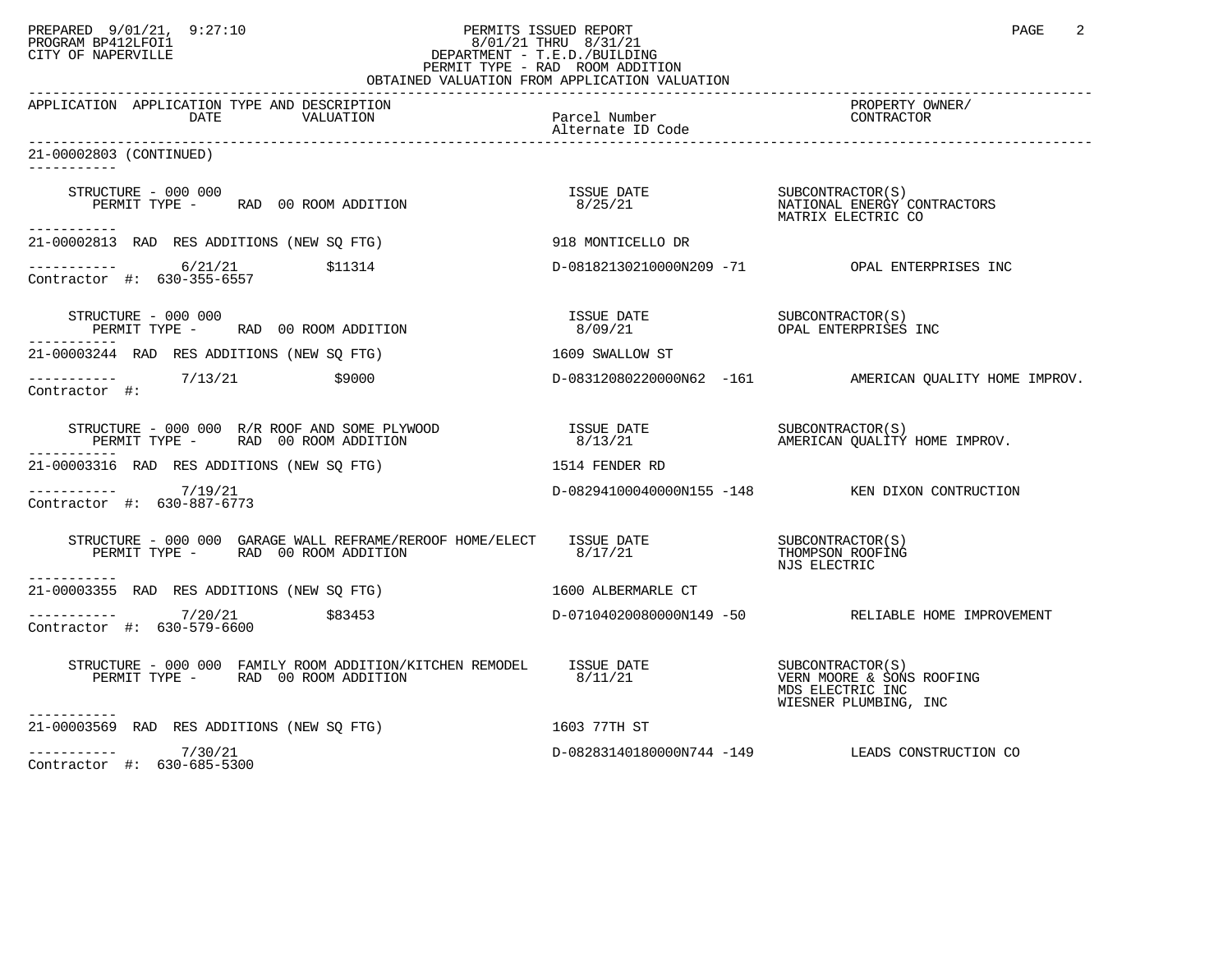PREPARED 9/01/21, 9:27:10
PROGRAM BP412LFOI1
CITY OF NAPERVILLE

PERMITS ISSUED REPORT
8/01/21 THRU 8/31/21
DEPARTMENT - T.E.D./BUILDING
PERMIT TYPE - RAD ROOM ADDITION
OBTAINED VALUATION FROM APPLICATION VALUATION

| APPLICATION | APPLICATION TYPE AND DESCRIPTION / DATE / VALUATION | Parcel Number / Alternate ID Code | PROPERTY OWNER/ CONTRACTOR |
|---|---|---|---|
| 21-00002803 (CONTINUED) | | | |
| | STRUCTURE - 000 000 PERMIT TYPE - RAD 00 ROOM ADDITION | ISSUE DATE 8/25/21 | SUBCONTRACTOR(S) NATIONAL ENERGY CONTRACTORS; MATRIX ELECTRIC CO |
| 21-00002813 | RAD RES ADDITIONS (NEW SQ FTG) | 918 MONTICELLO DR | |
| | 6/21/21 $11314 | D-08182130210000N209 -71 | OPAL ENTERPRISES INC |
| Contractor #: 630-355-6557 | | | |
| | STRUCTURE - 000 000 PERMIT TYPE - RAD 00 ROOM ADDITION | ISSUE DATE 8/09/21 | SUBCONTRACTOR(S) OPAL ENTERPRISES INC |
| 21-00003244 | RAD RES ADDITIONS (NEW SQ FTG) | 1609 SWALLOW ST | |
| | 7/13/21 $9000 | D-08312080220000N62 -161 | AMERICAN QUALITY HOME IMPROV. |
| Contractor #: | | | |
| | STRUCTURE - 000 000 R/R ROOF AND SOME PLYWOOD PERMIT TYPE - RAD 00 ROOM ADDITION | ISSUE DATE 8/13/21 | SUBCONTRACTOR(S) AMERICAN QUALITY HOME IMPROV. |
| 21-00003316 | RAD RES ADDITIONS (NEW SQ FTG) | 1514 FENDER RD | |
| | 7/19/21 | D-08294100040000N155 -148 | KEN DIXON CONTRUCTION |
| Contractor #: 630-887-6773 | | | |
| | STRUCTURE - 000 000 GARAGE WALL REFRAME/REROOF HOME/ELECT PERMIT TYPE - RAD 00 ROOM ADDITION | ISSUE DATE 8/17/21 | SUBCONTRACTOR(S) THOMPSON ROOFING; NJS ELECTRIC |
| 21-00003355 | RAD RES ADDITIONS (NEW SQ FTG) | 1600 ALBERMARLE CT | |
| | 7/20/21 $83453 | D-07104020080000N149 -50 | RELIABLE HOME IMPROVEMENT |
| Contractor #: 630-579-6600 | | | |
| | STRUCTURE - 000 000 FAMILY ROOM ADDITION/KITCHEN REMODEL PERMIT TYPE - RAD 00 ROOM ADDITION | ISSUE DATE 8/11/21 | SUBCONTRACTOR(S) VERN MOORE & SONS ROOFING; MDS ELECTRIC INC; WIESNER PLUMBING, INC |
| 21-00003569 | RAD RES ADDITIONS (NEW SQ FTG) | 1603 77TH ST | |
| | 7/30/21 | D-08283140180000N744 -149 | LEADS CONSTRUCTION CO |
| Contractor #: 630-685-5300 | | | |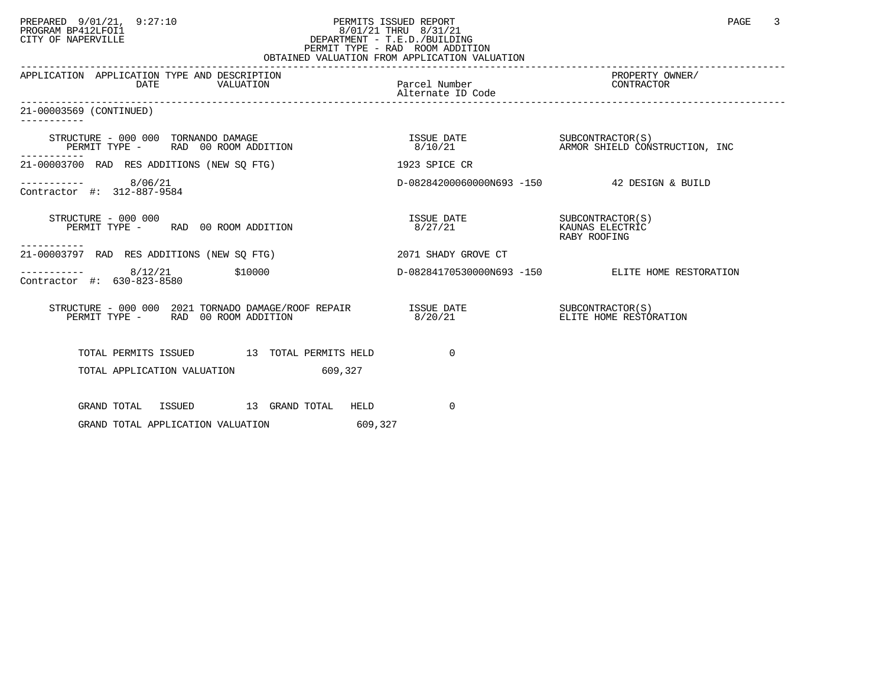PREPARED 9/01/21, 9:27:10
PROGRAM BP412LFOI1
CITY OF NAPERVILLE

PERMITS ISSUED REPORT
8/01/21 THRU 8/31/21
DEPARTMENT - T.E.D./BUILDING
PERMIT TYPE - RAD ROOM ADDITION
OBTAINED VALUATION FROM APPLICATION VALUATION

| APPLICATION | APPLICATION TYPE AND DESCRIPTION DATE VALUATION | Parcel Number Alternate ID Code | PROPERTY OWNER/ CONTRACTOR |
|---|---|---|---|
| 21-00003569 (CONTINUED) | | | |
| STRUCTURE - 000 000 TORNANDO DAMAGE | PERMIT TYPE - RAD 00 ROOM ADDITION | ISSUE DATE 8/10/21 | SUBCONTRACTOR(S) ARMOR SHIELD CONSTRUCTION, INC |
| 21-00003700 | RAD RES ADDITIONS (NEW SQ FTG) | 1923 SPICE CR | |
| 8/06/21 | | D-08284200060000N693 -150 | 42 DESIGN & BUILD |
| Contractor #: 312-887-9584 | | | |
| STRUCTURE - 000 000 | PERMIT TYPE - RAD 00 ROOM ADDITION | ISSUE DATE 8/27/21 | SUBCONTRACTOR(S) KAUNAS ELECTRIC RABY ROOFING |
| 21-00003797 | RAD RES ADDITIONS (NEW SQ FTG) | 2071 SHADY GROVE CT | |
| 8/12/21 | $10000 | D-08284170530000N693 -150 | ELITE HOME RESTORATION |
| Contractor #: 630-823-8580 | | | |
| STRUCTURE - 000 000 2021 TORNADO DAMAGE/ROOF REPAIR | PERMIT TYPE - RAD 00 ROOM ADDITION | ISSUE DATE 8/20/21 | SUBCONTRACTOR(S) ELITE HOME RESTORATION |

TOTAL PERMITS ISSUED 13 TOTAL PERMITS HELD 0

TOTAL APPLICATION VALUATION 609,327

GRAND TOTAL ISSUED 13 GRAND TOTAL HELD 0

GRAND TOTAL APPLICATION VALUATION 609,327